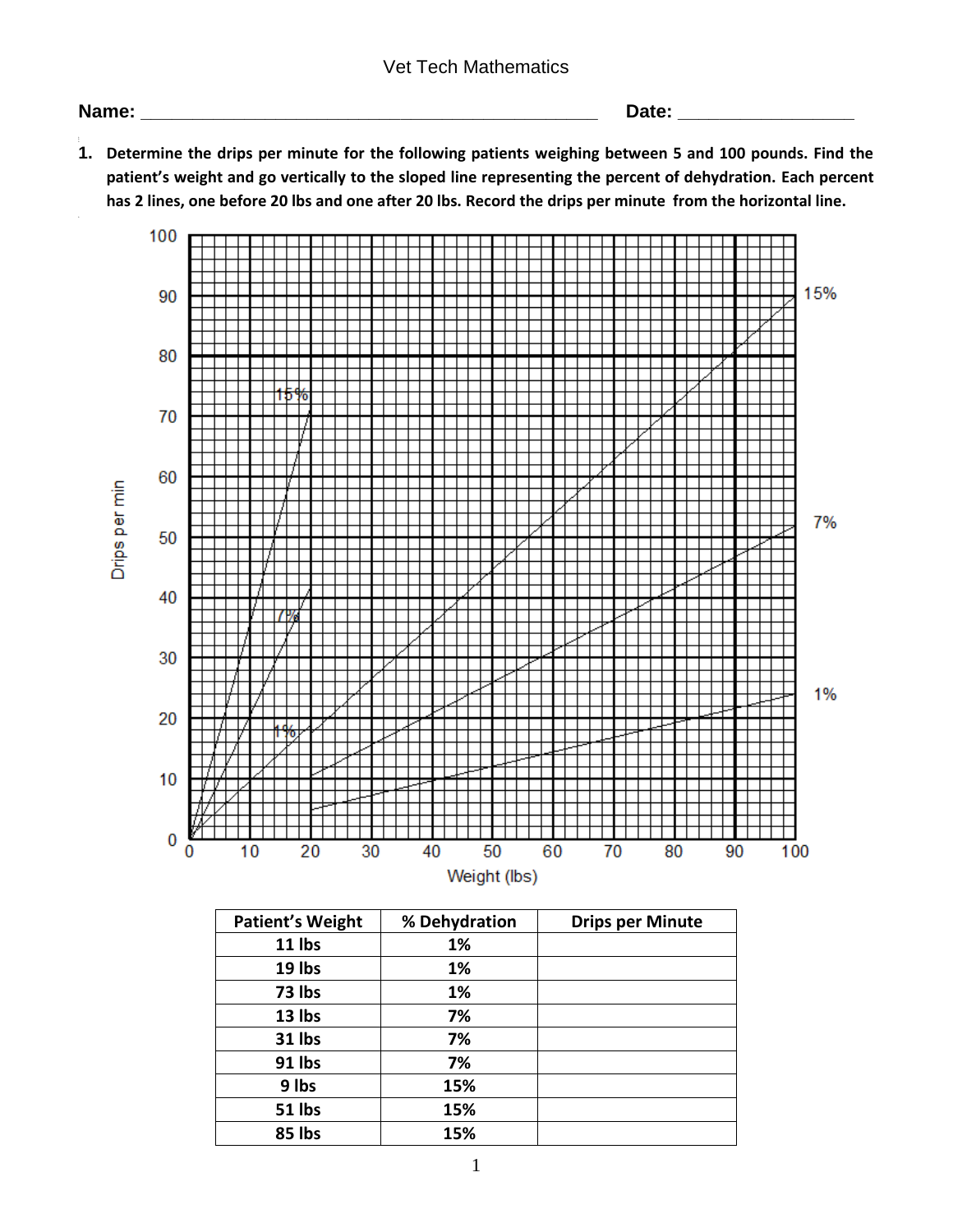Vet Tech Mathematics

**Name:** ______________________________________________ **Date:** __________________

**1. Determine the drips per minute for the following patients weighing between 5 and 100 pounds. Find the patient's weight and go vertically to the sloped line representing the percent of dehydration. Each percent has 2 lines, one before 20 lbs and one after 20 lbs. Record the drips per minute from the horizontal line.**

| Patient's Weight | % Dehydration | Drips per Minute |
|---|---|---|
| 11 lbs | 1% | |
| 19 lbs | 1% | |
| 73 lbs | 1% | |
| 13 lbs | 7% | |
| 31 lbs | 7% | |
| 91 lbs | 7% | |
| 9 lbs | 15% | |
| 51 lbs | 15% | |
| 85 lbs | 15% | |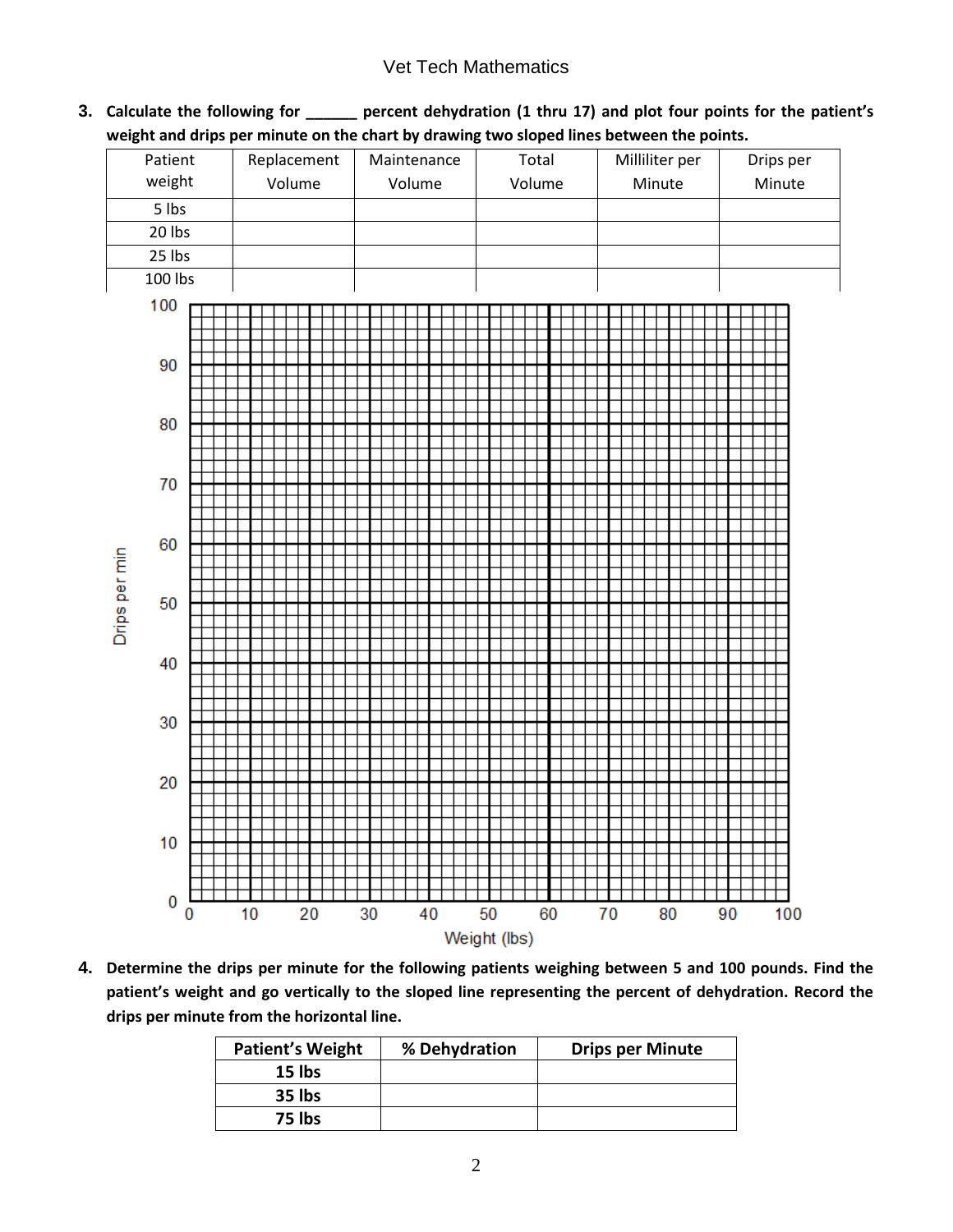3. **Calculate the following for ______ percent dehydration (1 thru 17) and plot four points for the patient's weight and drips per minute on the chart by drawing two sloped lines between the points.**

| Patient weight | Replacement Volume | Maintenance Volume | Total Volume | Milliliter per Minute | Drips per Minute |
|---|---|---|---|---|---|
| 5 lbs | | | | | |
| 20 lbs | | | | | |
| 25 lbs | | | | | |
| 100 lbs | | | | | |

Drips per min

100
90
80
70
60
50
40
30
20
10
0

0 10 20 30 40 50 60 70 80 90 100

Weight (lbs)

4. **Determine the drips per minute for the following patients weighing between 5 and 100 pounds. Find the patient's weight and go vertically to the sloped line representing the percent of dehydration. Record the drips per minute from the horizontal line.**

| Patient's Weight | % Dehydration | Drips per Minute |
|---|---|---|
| **15 lbs** | | |
| **35 lbs** | | |
| **75 lbs** | | |